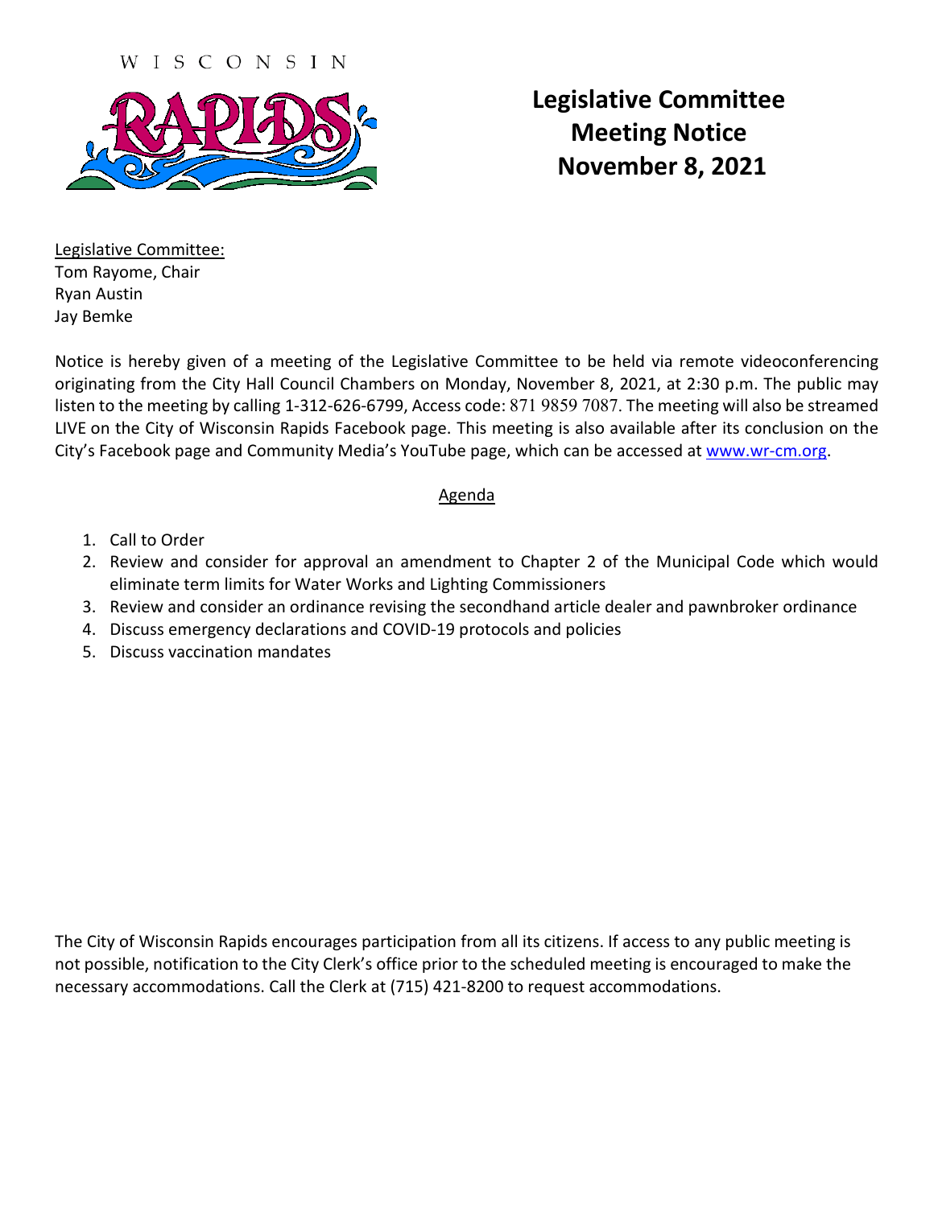WISCONSIN

RAPIDS

# Legislative Committee Meeting Notice November 8, 2021

Legislative Committee:
Tom Rayome, Chair
Ryan Austin
Jay Bemke

Notice is hereby given of a meeting of the Legislative Committee to be held via remote videoconferencing originating from the City Hall Council Chambers on Monday, November 8, 2021, at 2:30 p.m. The public may listen to the meeting by calling 1-312-626-6799, Access code: 871 9859 7087. The meeting will also be streamed LIVE on the City of Wisconsin Rapids Facebook page. This meeting is also available after its conclusion on the City's Facebook page and Community Media's YouTube page, which can be accessed at www.wr-cm.org.

## Agenda

1. Call to Order
2. Review and consider for approval an amendment to Chapter 2 of the Municipal Code which would eliminate term limits for Water Works and Lighting Commissioners
3. Review and consider an ordinance revising the secondhand article dealer and pawnbroker ordinance
4. Discuss emergency declarations and COVID-19 protocols and policies
5. Discuss vaccination mandates

The City of Wisconsin Rapids encourages participation from all its citizens. If access to any public meeting is not possible, notification to the City Clerk's office prior to the scheduled meeting is encouraged to make the necessary accommodations. Call the Clerk at (715) 421-8200 to request accommodations.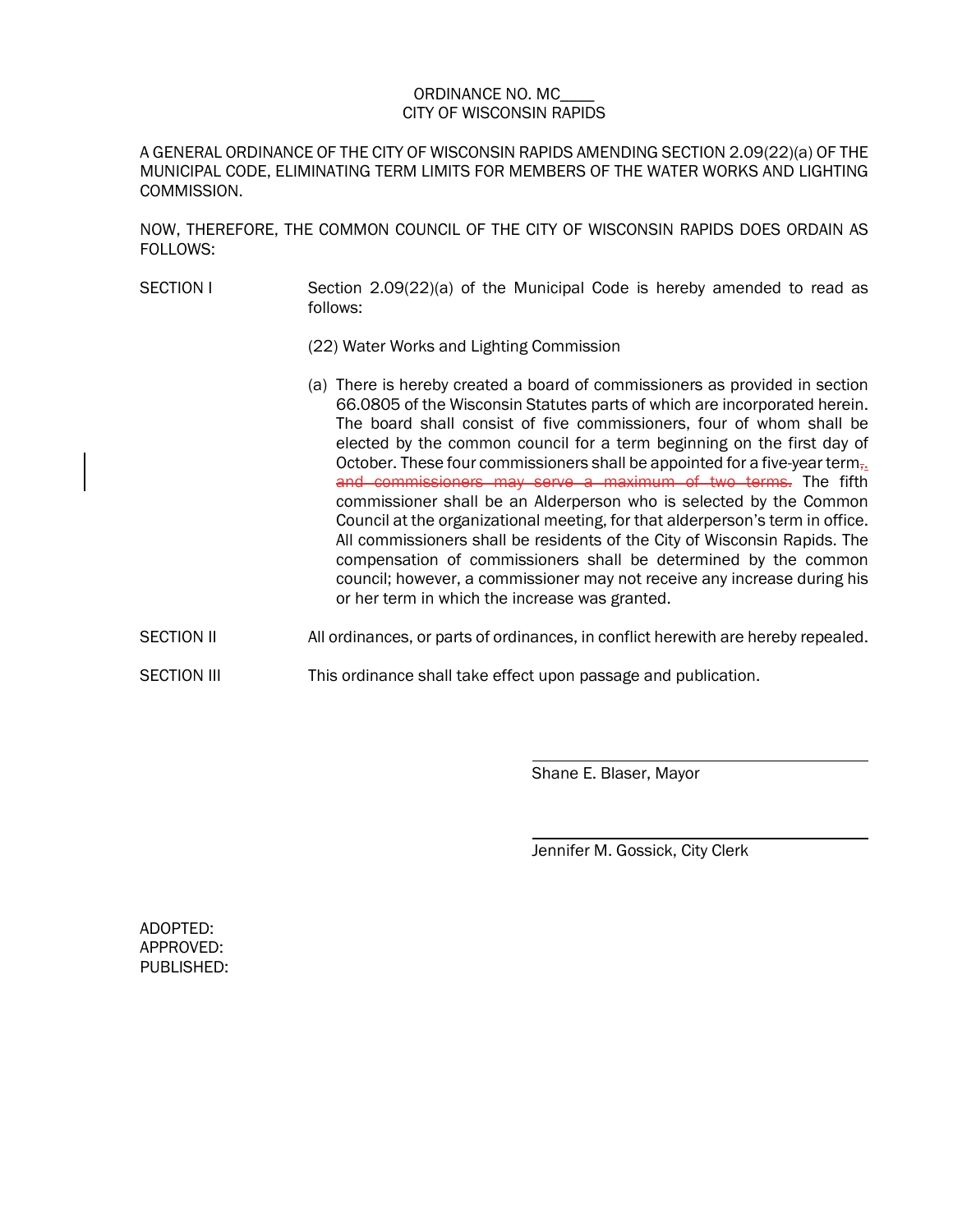ORDINANCE NO. MC____
CITY OF WISCONSIN RAPIDS

A GENERAL ORDINANCE OF THE CITY OF WISCONSIN RAPIDS AMENDING SECTION 2.09(22)(a) OF THE MUNICIPAL CODE, ELIMINATING TERM LIMITS FOR MEMBERS OF THE WATER WORKS AND LIGHTING COMMISSION.

NOW, THEREFORE, THE COMMON COUNCIL OF THE CITY OF WISCONSIN RAPIDS DOES ORDAIN AS FOLLOWS:

SECTION I — Section 2.09(22)(a) of the Municipal Code is hereby amended to read as follows:

(22) Water Works and Lighting Commission

(a) There is hereby created a board of commissioners as provided in section 66.0805 of the Wisconsin Statutes parts of which are incorporated herein. The board shall consist of five commissioners, four of whom shall be elected by the common council for a term beginning on the first day of October. These four commissioners shall be appointed for a five-year term~~,~~. ~~and commissioners may serve a maximum of two terms.~~ The fifth commissioner shall be an Alderperson who is selected by the Common Council at the organizational meeting, for that alderperson's term in office. All commissioners shall be residents of the City of Wisconsin Rapids. The compensation of commissioners shall be determined by the common council; however, a commissioner may not receive any increase during his or her term in which the increase was granted.

SECTION II — All ordinances, or parts of ordinances, in conflict herewith are hereby repealed.

SECTION III — This ordinance shall take effect upon passage and publication.

______________________________
Shane E. Blaser, Mayor

______________________________
Jennifer M. Gossick, City Clerk

ADOPTED:
APPROVED:
PUBLISHED: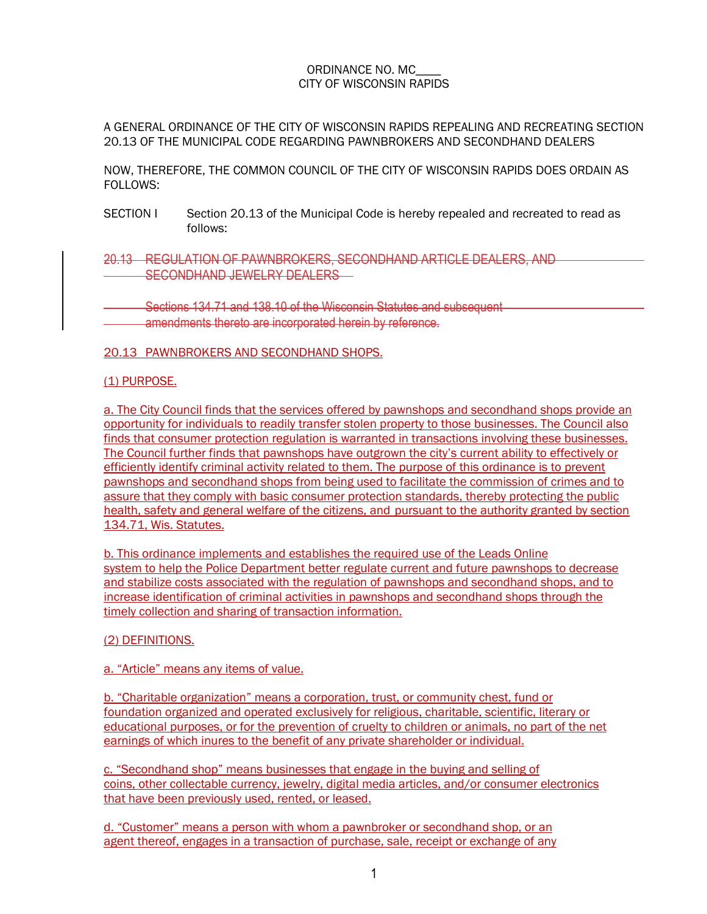ORDINANCE NO. MC____
CITY OF WISCONSIN RAPIDS

A GENERAL ORDINANCE OF THE CITY OF WISCONSIN RAPIDS REPEALING AND RECREATING SECTION 20.13 OF THE MUNICIPAL CODE REGARDING PAWNBROKERS AND SECONDHAND DEALERS

NOW, THEREFORE, THE COMMON COUNCIL OF THE CITY OF WISCONSIN RAPIDS DOES ORDAIN AS FOLLOWS:

SECTION I Section 20.13 of the Municipal Code is hereby repealed and recreated to read as follows:

~~20.13 REGULATION OF PAWNBROKERS, SECONDHAND ARTICLE DEALERS, AND SECONDHAND JEWELRY DEALERS~~

~~Sections 134.71 and 138.10 of the Wisconsin Statutes and subsequent amendments thereto are incorporated herein by reference.~~

20.13 PAWNBROKERS AND SECONDHAND SHOPS.

(1) PURPOSE.

a. The City Council finds that the services offered by pawnshops and secondhand shops provide an opportunity for individuals to readily transfer stolen property to those businesses. The Council also finds that consumer protection regulation is warranted in transactions involving these businesses. The Council further finds that pawnshops have outgrown the city's current ability to effectively or efficiently identify criminal activity related to them. The purpose of this ordinance is to prevent pawnshops and secondhand shops from being used to facilitate the commission of crimes and to assure that they comply with basic consumer protection standards, thereby protecting the public health, safety and general welfare of the citizens, and pursuant to the authority granted by section 134.71, Wis. Statutes.

b. This ordinance implements and establishes the required use of the Leads Online system to help the Police Department better regulate current and future pawnshops to decrease and stabilize costs associated with the regulation of pawnshops and secondhand shops, and to increase identification of criminal activities in pawnshops and secondhand shops through the timely collection and sharing of transaction information.

(2) DEFINITIONS.

a. "Article" means any items of value.

b. "Charitable organization" means a corporation, trust, or community chest, fund or foundation organized and operated exclusively for religious, charitable, scientific, literary or educational purposes, or for the prevention of cruelty to children or animals, no part of the net earnings of which inures to the benefit of any private shareholder or individual.

c. "Secondhand shop" means businesses that engage in the buying and selling of coins, other collectable currency, jewelry, digital media articles, and/or consumer electronics that have been previously used, rented, or leased.

d. "Customer" means a person with whom a pawnbroker or secondhand shop, or an agent thereof, engages in a transaction of purchase, sale, receipt or exchange of any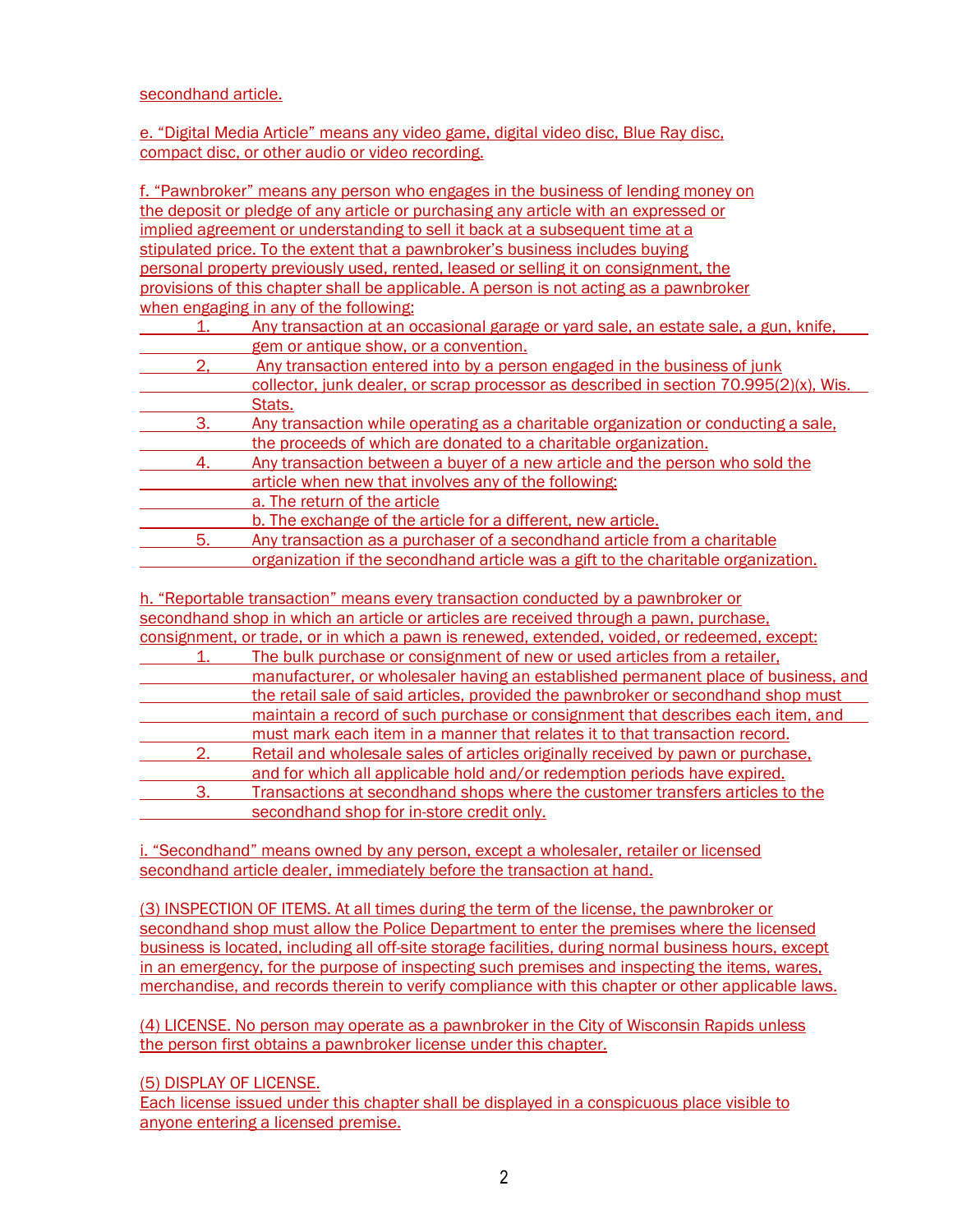secondhand article.

e. “Digital Media Article” means any video game, digital video disc, Blue Ray disc, compact disc, or other audio or video recording.

f. “Pawnbroker” means any person who engages in the business of lending money on the deposit or pledge of any article or purchasing any article with an expressed or implied agreement or understanding to sell it back at a subsequent time at a stipulated price. To the extent that a pawnbroker’s business includes buying personal property previously used, rented, leased or selling it on consignment, the provisions of this chapter shall be applicable. A person is not acting as a pawnbroker when engaging in any of the following:

1. Any transaction at an occasional garage or yard sale, an estate sale, a gun, knife, gem or antique show, or a convention.
2. Any transaction entered into by a person engaged in the business of junk collector, junk dealer, or scrap processor as described in section 70.995(2)(x), Wis. Stats.
3. Any transaction while operating as a charitable organization or conducting a sale, the proceeds of which are donated to a charitable organization.
4. Any transaction between a buyer of a new article and the person who sold the article when new that involves any of the following:
   a. The return of the article
   b. The exchange of the article for a different, new article.
5. Any transaction as a purchaser of a secondhand article from a charitable organization if the secondhand article was a gift to the charitable organization.

h. “Reportable transaction” means every transaction conducted by a pawnbroker or secondhand shop in which an article or articles are received through a pawn, purchase, consignment, or trade, or in which a pawn is renewed, extended, voided, or redeemed, except:

1. The bulk purchase or consignment of new or used articles from a retailer, manufacturer, or wholesaler having an established permanent place of business, and the retail sale of said articles, provided the pawnbroker or secondhand shop must maintain a record of such purchase or consignment that describes each item, and must mark each item in a manner that relates it to that transaction record.
2. Retail and wholesale sales of articles originally received by pawn or purchase, and for which all applicable hold and/or redemption periods have expired.
3. Transactions at secondhand shops where the customer transfers articles to the secondhand shop for in-store credit only.

i. “Secondhand” means owned by any person, except a wholesaler, retailer or licensed secondhand article dealer, immediately before the transaction at hand.

(3) INSPECTION OF ITEMS. At all times during the term of the license, the pawnbroker or secondhand shop must allow the Police Department to enter the premises where the licensed business is located, including all off-site storage facilities, during normal business hours, except in an emergency, for the purpose of inspecting such premises and inspecting the items, wares, merchandise, and records therein to verify compliance with this chapter or other applicable laws.

(4) LICENSE. No person may operate as a pawnbroker in the City of Wisconsin Rapids unless the person first obtains a pawnbroker license under this chapter.

(5) DISPLAY OF LICENSE.
Each license issued under this chapter shall be displayed in a conspicuous place visible to anyone entering a licensed premise.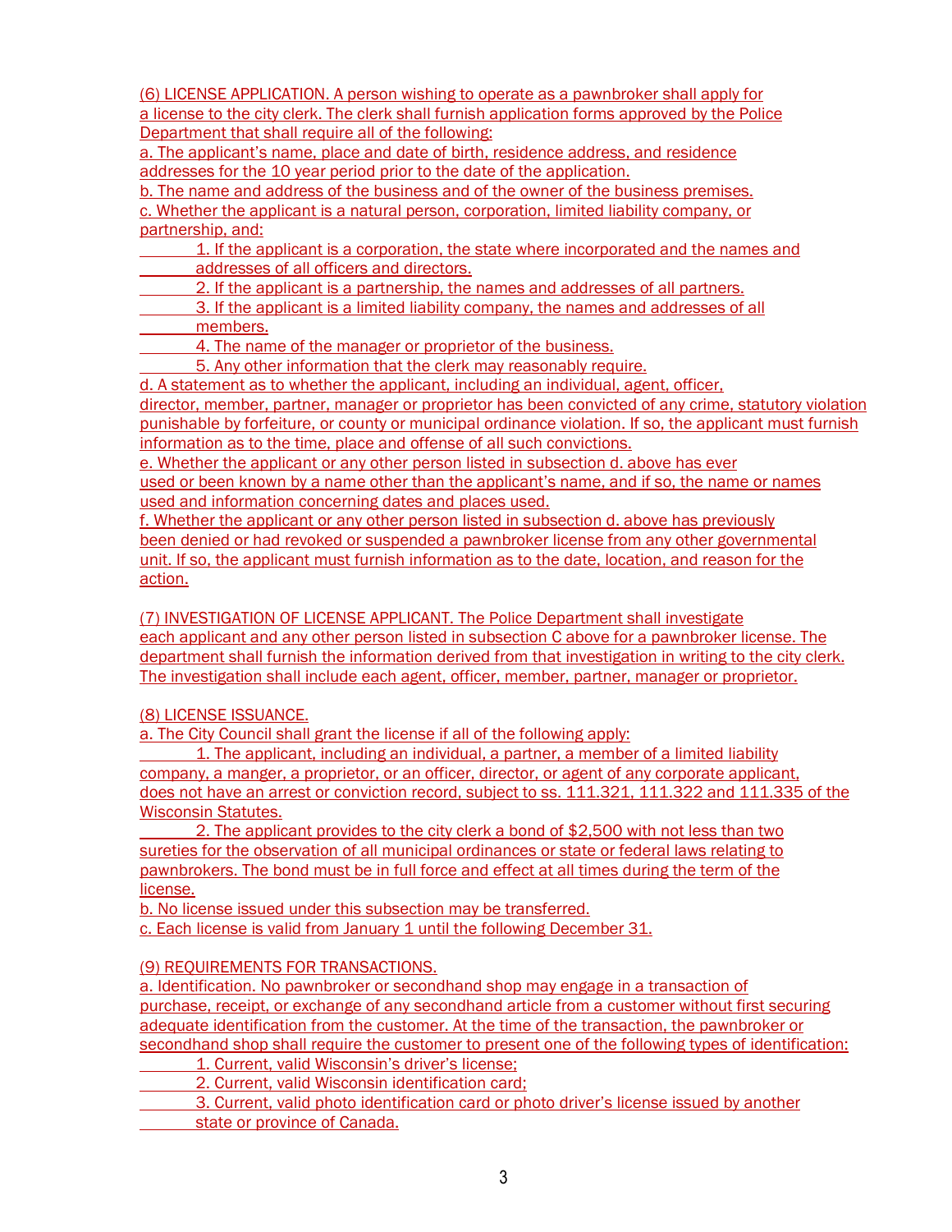(6) LICENSE APPLICATION. A person wishing to operate as a pawnbroker shall apply for a license to the city clerk. The clerk shall furnish application forms approved by the Police Department that shall require all of the following:

a. The applicant's name, place and date of birth, residence address, and residence addresses for the 10 year period prior to the date of the application.

b. The name and address of the business and of the owner of the business premises.

c. Whether the applicant is a natural person, corporation, limited liability company, or partnership, and:

1. If the applicant is a corporation, the state where incorporated and the names and addresses of all officers and directors.
2. If the applicant is a partnership, the names and addresses of all partners.
3. If the applicant is a limited liability company, the names and addresses of all members.
4. The name of the manager or proprietor of the business.
5. Any other information that the clerk may reasonably require.

d. A statement as to whether the applicant, including an individual, agent, officer, director, member, partner, manager or proprietor has been convicted of any crime, statutory violation punishable by forfeiture, or county or municipal ordinance violation. If so, the applicant must furnish information as to the time, place and offense of all such convictions.

e. Whether the applicant or any other person listed in subsection d. above has ever used or been known by a name other than the applicant's name, and if so, the name or names used and information concerning dates and places used.

f. Whether the applicant or any other person listed in subsection d. above has previously been denied or had revoked or suspended a pawnbroker license from any other governmental unit. If so, the applicant must furnish information as to the date, location, and reason for the action.

(7) INVESTIGATION OF LICENSE APPLICANT. The Police Department shall investigate each applicant and any other person listed in subsection C above for a pawnbroker license. The department shall furnish the information derived from that investigation in writing to the city clerk. The investigation shall include each agent, officer, member, partner, manager or proprietor.

(8) LICENSE ISSUANCE.

a. The City Council shall grant the license if all of the following apply:

1. The applicant, including an individual, a partner, a member of a limited liability company, a manger, a proprietor, or an officer, director, or agent of any corporate applicant, does not have an arrest or conviction record, subject to ss. 111.321, 111.322 and 111.335 of the Wisconsin Statutes.

2. The applicant provides to the city clerk a bond of $2,500 with not less than two sureties for the observation of all municipal ordinances or state or federal laws relating to pawnbrokers. The bond must be in full force and effect at all times during the term of the license.

b. No license issued under this subsection may be transferred.

c. Each license is valid from January 1 until the following December 31.

(9) REQUIREMENTS FOR TRANSACTIONS.

a. Identification. No pawnbroker or secondhand shop may engage in a transaction of purchase, receipt, or exchange of any secondhand article from a customer without first securing adequate identification from the customer. At the time of the transaction, the pawnbroker or secondhand shop shall require the customer to present one of the following types of identification:

1. Current, valid Wisconsin's driver's license;
2. Current, valid Wisconsin identification card;
3. Current, valid photo identification card or photo driver's license issued by another state or province of Canada.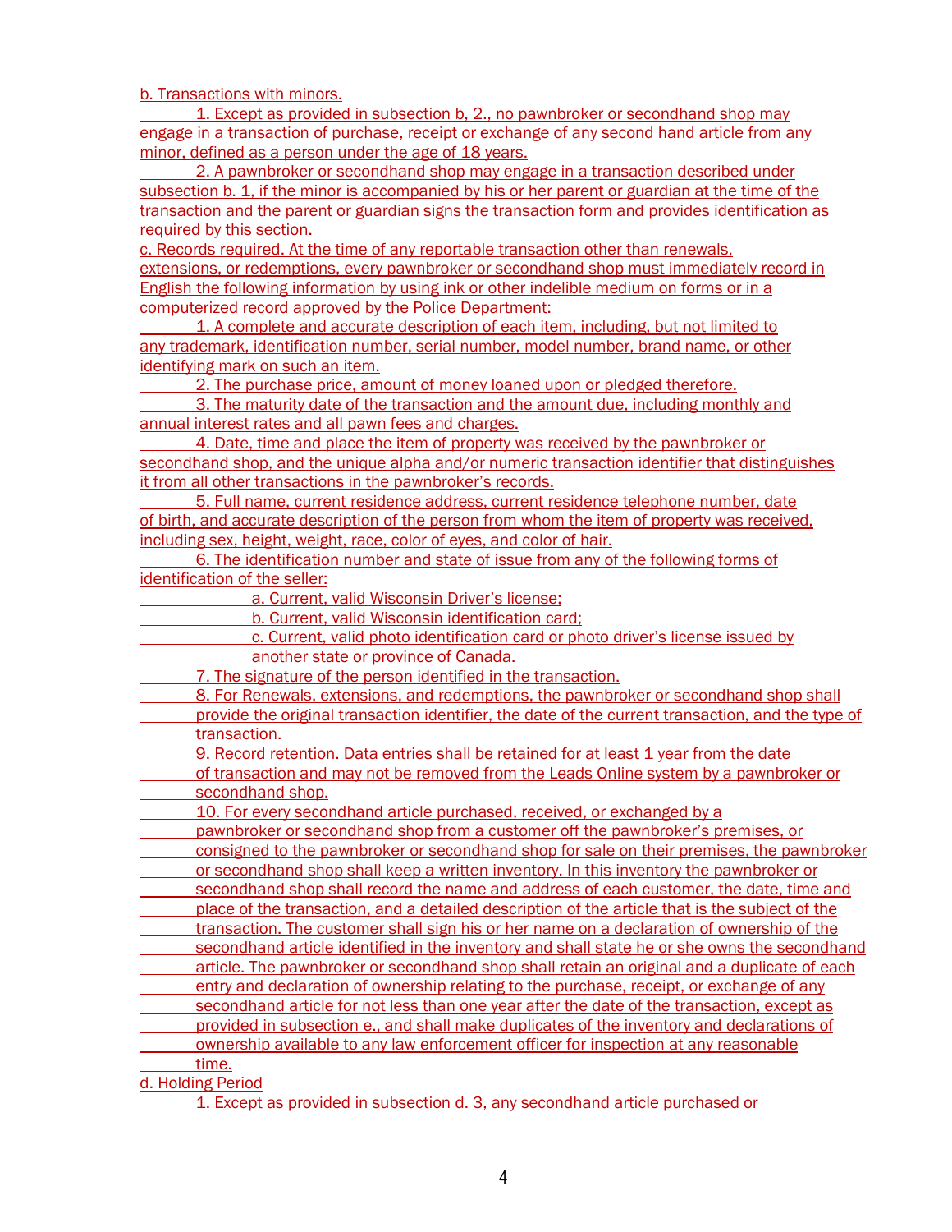b. Transactions with minors.

1. Except as provided in subsection b, 2., no pawnbroker or secondhand shop may engage in a transaction of purchase, receipt or exchange of any second hand article from any minor, defined as a person under the age of 18 years.

2. A pawnbroker or secondhand shop may engage in a transaction described under subsection b. 1, if the minor is accompanied by his or her parent or guardian at the time of the transaction and the parent or guardian signs the transaction form and provides identification as required by this section.

c. Records required. At the time of any reportable transaction other than renewals, extensions, or redemptions, every pawnbroker or secondhand shop must immediately record in English the following information by using ink or other indelible medium on forms or in a computerized record approved by the Police Department:

1. A complete and accurate description of each item, including, but not limited to any trademark, identification number, serial number, model number, brand name, or other identifying mark on such an item.

2. The purchase price, amount of money loaned upon or pledged therefore.

3. The maturity date of the transaction and the amount due, including monthly and annual interest rates and all pawn fees and charges.

4. Date, time and place the item of property was received by the pawnbroker or secondhand shop, and the unique alpha and/or numeric transaction identifier that distinguishes it from all other transactions in the pawnbroker's records.

5. Full name, current residence address, current residence telephone number, date of birth, and accurate description of the person from whom the item of property was received, including sex, height, weight, race, color of eyes, and color of hair.

6. The identification number and state of issue from any of the following forms of identification of the seller:

    a. Current, valid Wisconsin Driver's license;

    b. Current, valid Wisconsin identification card;

    c. Current, valid photo identification card or photo driver's license issued by another state or province of Canada.

7. The signature of the person identified in the transaction.

8. For Renewals, extensions, and redemptions, the pawnbroker or secondhand shop shall provide the original transaction identifier, the date of the current transaction, and the type of transaction.

9. Record retention. Data entries shall be retained for at least 1 year from the date of transaction and may not be removed from the Leads Online system by a pawnbroker or secondhand shop.

10. For every secondhand article purchased, received, or exchanged by a pawnbroker or secondhand shop from a customer off the pawnbroker's premises, or consigned to the pawnbroker or secondhand shop for sale on their premises, the pawnbroker or secondhand shop shall keep a written inventory. In this inventory the pawnbroker or secondhand shop shall record the name and address of each customer, the date, time and place of the transaction, and a detailed description of the article that is the subject of the transaction. The customer shall sign his or her name on a declaration of ownership of the secondhand article identified in the inventory and shall state he or she owns the secondhand article. The pawnbroker or secondhand shop shall retain an original and a duplicate of each entry and declaration of ownership relating to the purchase, receipt, or exchange of any secondhand article for not less than one year after the date of the transaction, except as provided in subsection e., and shall make duplicates of the inventory and declarations of ownership available to any law enforcement officer for inspection at any reasonable time.

d. Holding Period

1. Except as provided in subsection d. 3, any secondhand article purchased or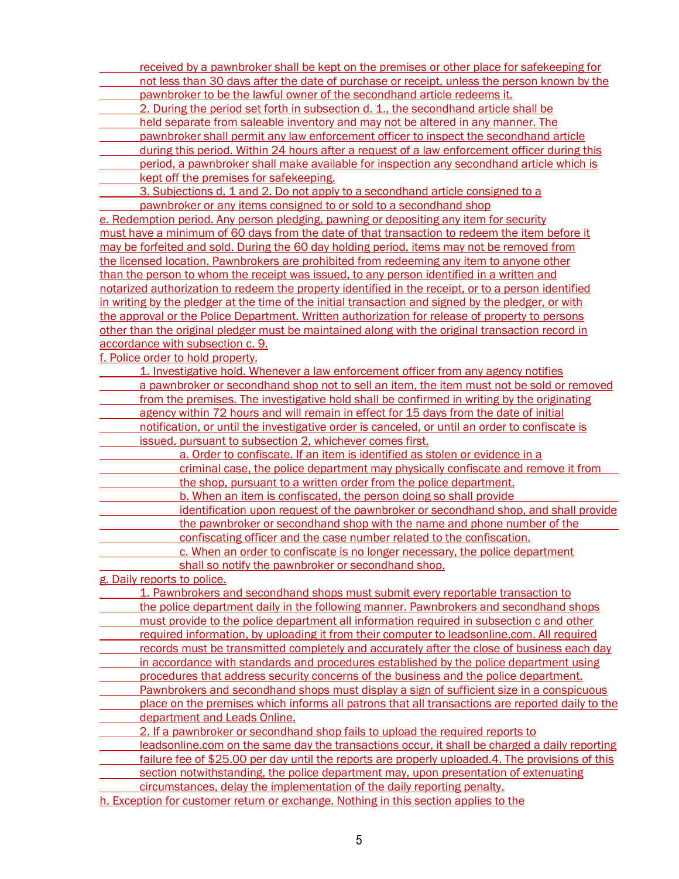received by a pawnbroker shall be kept on the premises or other place for safekeeping for not less than 30 days after the date of purchase or receipt, unless the person known by the pawnbroker to be the lawful owner of the secondhand article redeems it.

2. During the period set forth in subsection d. 1., the secondhand article shall be held separate from saleable inventory and may not be altered in any manner. The pawnbroker shall permit any law enforcement officer to inspect the secondhand article during this period. Within 24 hours after a request of a law enforcement officer during this period, a pawnbroker shall make available for inspection any secondhand article which is kept off the premises for safekeeping.

3. Subjections d, 1 and 2. Do not apply to a secondhand article consigned to a pawnbroker or any items consigned to or sold to a secondhand shop

e. Redemption period. Any person pledging, pawning or depositing any item for security must have a minimum of 60 days from the date of that transaction to redeem the item before it may be forfeited and sold. During the 60 day holding period, items may not be removed from the licensed location. Pawnbrokers are prohibited from redeeming any item to anyone other than the person to whom the receipt was issued, to any person identified in a written and notarized authorization to redeem the property identified in the receipt, or to a person identified in writing by the pledger at the time of the initial transaction and signed by the pledger, or with the approval or the Police Department. Written authorization for release of property to persons other than the original pledger must be maintained along with the original transaction record in accordance with subsection c. 9.

f. Police order to hold property.

1. Investigative hold. Whenever a law enforcement officer from any agency notifies a pawnbroker or secondhand shop not to sell an item, the item must not be sold or removed from the premises. The investigative hold shall be confirmed in writing by the originating agency within 72 hours and will remain in effect for 15 days from the date of initial notification, or until the investigative order is canceled, or until an order to confiscate is issued, pursuant to subsection 2, whichever comes first.

   a. Order to confiscate. If an item is identified as stolen or evidence in a criminal case, the police department may physically confiscate and remove it from the shop, pursuant to a written order from the police department.

   b. When an item is confiscated, the person doing so shall provide identification upon request of the pawnbroker or secondhand shop, and shall provide the pawnbroker or secondhand shop with the name and phone number of the confiscating officer and the case number related to the confiscation.

   c. When an order to confiscate is no longer necessary, the police department shall so notify the pawnbroker or secondhand shop.

g. Daily reports to police.

1. Pawnbrokers and secondhand shops must submit every reportable transaction to the police department daily in the following manner. Pawnbrokers and secondhand shops must provide to the police department all information required in subsection c and other required information, by uploading it from their computer to leadsonline.com. All required records must be transmitted completely and accurately after the close of business each day in accordance with standards and procedures established by the police department using procedures that address security concerns of the business and the police department. Pawnbrokers and secondhand shops must display a sign of sufficient size in a conspicuous place on the premises which informs all patrons that all transactions are reported daily to the department and Leads Online.

2. If a pawnbroker or secondhand shop fails to upload the required reports to leadsonline.com on the same day the transactions occur, it shall be charged a daily reporting failure fee of $25.00 per day until the reports are properly uploaded.4. The provisions of this section notwithstanding, the police department may, upon presentation of extenuating circumstances, delay the implementation of the daily reporting penalty.

h. Exception for customer return or exchange. Nothing in this section applies to the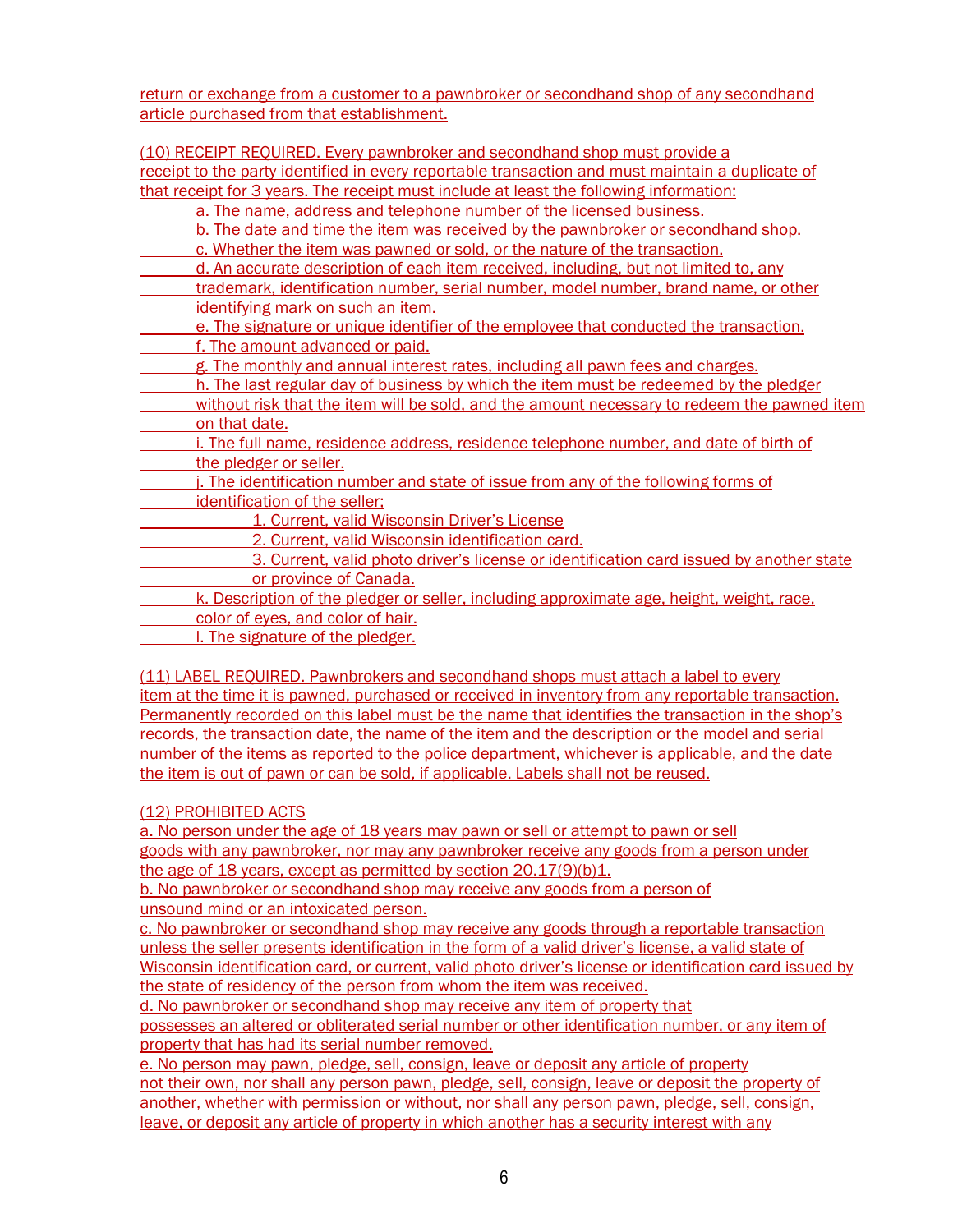return or exchange from a customer to a pawnbroker or secondhand shop of any secondhand article purchased from that establishment.

(10) RECEIPT REQUIRED. Every pawnbroker and secondhand shop must provide a receipt to the party identified in every reportable transaction and must maintain a duplicate of that receipt for 3 years. The receipt must include at least the following information:

- a. The name, address and telephone number of the licensed business.
- b. The date and time the item was received by the pawnbroker or secondhand shop.
- c. Whether the item was pawned or sold, or the nature of the transaction.
- d. An accurate description of each item received, including, but not limited to, any trademark, identification number, serial number, model number, brand name, or other identifying mark on such an item.
- e. The signature or unique identifier of the employee that conducted the transaction.
- f. The amount advanced or paid.
- g. The monthly and annual interest rates, including all pawn fees and charges.
- h. The last regular day of business by which the item must be redeemed by the pledger without risk that the item will be sold, and the amount necessary to redeem the pawned item on that date.
- i. The full name, residence address, residence telephone number, and date of birth of the pledger or seller.
- j. The identification number and state of issue from any of the following forms of identification of the seller;
    - 1. Current, valid Wisconsin Driver's License
    - 2. Current, valid Wisconsin identification card.
    - 3. Current, valid photo driver's license or identification card issued by another state or province of Canada.
- k. Description of the pledger or seller, including approximate age, height, weight, race, color of eyes, and color of hair.
- l. The signature of the pledger.

(11) LABEL REQUIRED. Pawnbrokers and secondhand shops must attach a label to every item at the time it is pawned, purchased or received in inventory from any reportable transaction. Permanently recorded on this label must be the name that identifies the transaction in the shop's records, the transaction date, the name of the item and the description or the model and serial number of the items as reported to the police department, whichever is applicable, and the date the item is out of pawn or can be sold, if applicable. Labels shall not be reused.

(12) PROHIBITED ACTS

a. No person under the age of 18 years may pawn or sell or attempt to pawn or sell goods with any pawnbroker, nor may any pawnbroker receive any goods from a person under the age of 18 years, except as permitted by section 20.17(9)(b)1.

b. No pawnbroker or secondhand shop may receive any goods from a person of unsound mind or an intoxicated person.

c. No pawnbroker or secondhand shop may receive any goods through a reportable transaction unless the seller presents identification in the form of a valid driver's license, a valid state of Wisconsin identification card, or current, valid photo driver's license or identification card issued by the state of residency of the person from whom the item was received.

d. No pawnbroker or secondhand shop may receive any item of property that possesses an altered or obliterated serial number or other identification number, or any item of property that has had its serial number removed.

e. No person may pawn, pledge, sell, consign, leave or deposit any article of property not their own, nor shall any person pawn, pledge, sell, consign, leave or deposit the property of another, whether with permission or without, nor shall any person pawn, pledge, sell, consign, leave, or deposit any article of property in which another has a security interest with any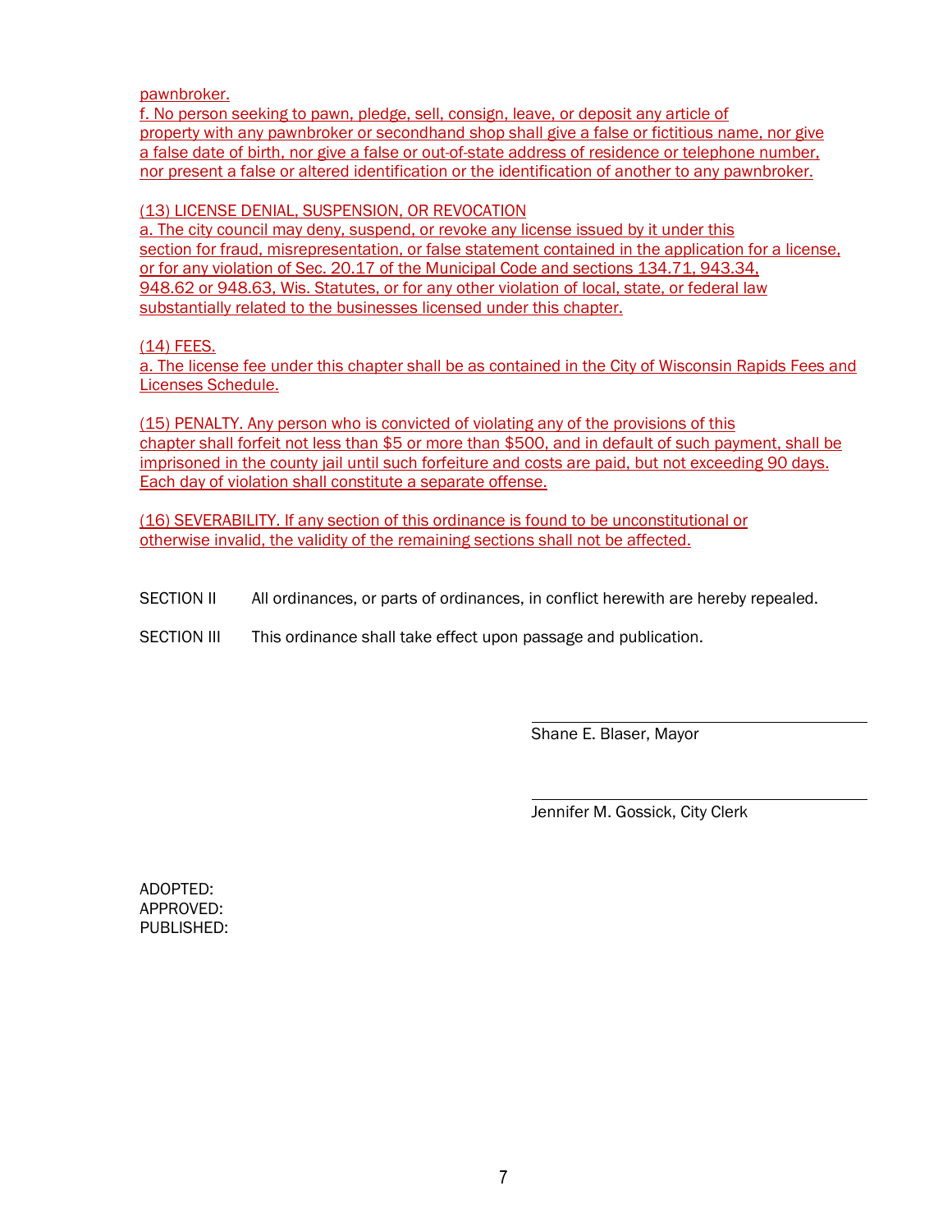pawnbroker.

f. No person seeking to pawn, pledge, sell, consign, leave, or deposit any article of property with any pawnbroker or secondhand shop shall give a false or fictitious name, nor give a false date of birth, nor give a false or out-of-state address of residence or telephone number, nor present a false or altered identification or the identification of another to any pawnbroker.

(13) LICENSE DENIAL, SUSPENSION, OR REVOCATION

a. The city council may deny, suspend, or revoke any license issued by it under this section for fraud, misrepresentation, or false statement contained in the application for a license, or for any violation of Sec. 20.17 of the Municipal Code and sections 134.71, 943.34, 948.62 or 948.63, Wis. Statutes, or for any other violation of local, state, or federal law substantially related to the businesses licensed under this chapter.

(14) FEES.

a. The license fee under this chapter shall be as contained in the City of Wisconsin Rapids Fees and Licenses Schedule.

(15) PENALTY. Any person who is convicted of violating any of the provisions of this chapter shall forfeit not less than $5 or more than $500, and in default of such payment, shall be imprisoned in the county jail until such forfeiture and costs are paid, but not exceeding 90 days. Each day of violation shall constitute a separate offense.

(16) SEVERABILITY. If any section of this ordinance is found to be unconstitutional or otherwise invalid, the validity of the remaining sections shall not be affected.

SECTION II All ordinances, or parts of ordinances, in conflict herewith are hereby repealed.

SECTION III This ordinance shall take effect upon passage and publication.

Shane E. Blaser, Mayor

Jennifer M. Gossick, City Clerk

ADOPTED:
APPROVED:
PUBLISHED: